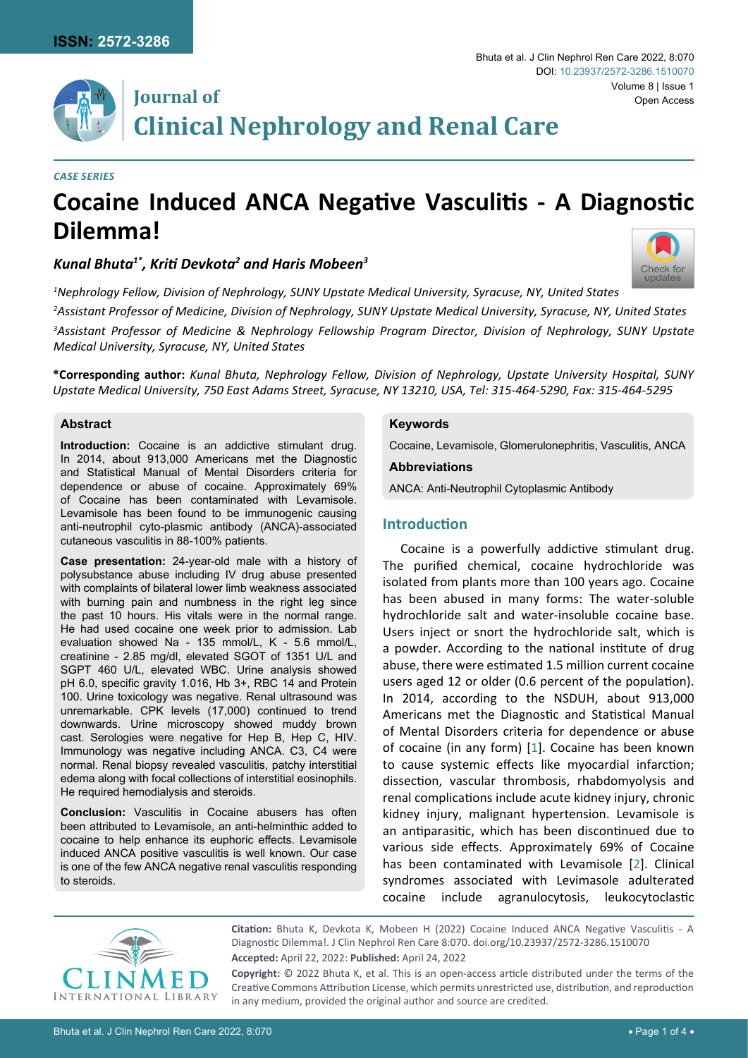**CASE SERIES**

# Cocaine Induced ANCA Negative Vasculitis - A Diagnostic Dilemma!

***Kunal Bhuta[1*], Kriti Devkota[2] and Haris Mobeen[3]***

*[1]Nephrology Fellow, Division of Nephrology, SUNY Upstate Medical University, Syracuse, NY, United States*

*[2]Assistant Professor of Medicine, Division of Nephrology, SUNY Upstate Medical University, Syracuse, NY, United States*

*[3]Assistant Professor of Medicine & Nephrology Fellowship Program Director, Division of Nephrology, SUNY Upstate Medical University, Syracuse, NY, United States*

**\*Corresponding author:** *Kunal Bhuta, Nephrology Fellow, Division of Nephrology, Upstate University Hospital, SUNY Upstate Medical University, 750 East Adams Street, Syracuse, NY 13210, USA, Tel: 315-464-5290, Fax: 315-464-5295*

## Abstract

**Introduction:** Cocaine is an addictive stimulant drug. In 2014, about 913,000 Americans met the Diagnostic and Statistical Manual of Mental Disorders criteria for dependence or abuse of cocaine. Approximately 69% of Cocaine has been contaminated with Levamisole. Levamisole has been found to be immunogenic causing anti-neutrophil cyto-plasmic antibody (ANCA)-associated cutaneous vasculitis in 88-100% patients.

**Case presentation:** 24-year-old male with a history of polysubstance abuse including IV drug abuse presented with complaints of bilateral lower limb weakness associated with burning pain and numbness in the right leg since the past 10 hours. His vitals were in the normal range. He had used cocaine one week prior to admission. Lab evaluation showed Na - 135 mmol/L, K - 5.6 mmol/L, creatinine - 2.85 mg/dl, elevated SGOT of 1351 U/L and SGPT 460 U/L, elevated WBC. Urine analysis showed pH 6.0, specific gravity 1.016, Hb 3+, RBC 14 and Protein 100. Urine toxicology was negative. Renal ultrasound was unremarkable. CPK levels (17,000) continued to trend downwards. Urine microscopy showed muddy brown cast. Serologies were negative for Hep B, Hep C, HIV. Immunology was negative including ANCA. C3, C4 were normal. Renal biopsy revealed vasculitis, patchy interstitial edema along with focal collections of interstitial eosinophils. He required hemodialysis and steroids.

**Conclusion:** Vasculitis in Cocaine abusers has often been attributed to Levamisole, an anti-helminthic added to cocaine to help enhance its euphoric effects. Levamisole induced ANCA positive vasculitis is well known. Our case is one of the few ANCA negative renal vasculitis responding to steroids.

## Keywords

Cocaine, Levamisole, Glomerulonephritis, Vasculitis, ANCA

## Abbreviations

ANCA: Anti-Neutrophil Cytoplasmic Antibody

## Introduction

Cocaine is a powerfully addictive stimulant drug. The purified chemical, cocaine hydrochloride was isolated from plants more than 100 years ago. Cocaine has been abused in many forms: The water-soluble hydrochloride salt and water-insoluble cocaine base. Users inject or snort the hydrochloride salt, which is a powder. According to the national institute of drug abuse, there were estimated 1.5 million current cocaine users aged 12 or older (0.6 percent of the population). In 2014, according to the NSDUH, about 913,000 Americans met the Diagnostic and Statistical Manual of Mental Disorders criteria for dependence or abuse of cocaine (in any form) [1]. Cocaine has been known to cause systemic effects like myocardial infarction; dissection, vascular thrombosis, rhabdomyolysis and renal complications include acute kidney injury, chronic kidney injury, malignant hypertension. Levamisole is an antiparasitic, which has been discontinued due to various side effects. Approximately 69% of Cocaine has been contaminated with Levamisole [2]. Clinical syndromes associated with Levimasole adulterated cocaine include agranulocytosis, leukocytoclastic

**Citation:** Bhuta K, Devkota K, Mobeen H (2022) Cocaine Induced ANCA Negative Vasculitis - A Diagnostic Dilemma!. J Clin Nephrol Ren Care 8:070. doi.org/10.23937/2572-3286.1510070

**Accepted:** April 22, 2022: **Published:** April 24, 2022

**Copyright:** © 2022 Bhuta K, et al. This is an open-access article distributed under the terms of the Creative Commons Attribution License, which permits unrestricted use, distribution, and reproduction in any medium, provided the original author and source are credited.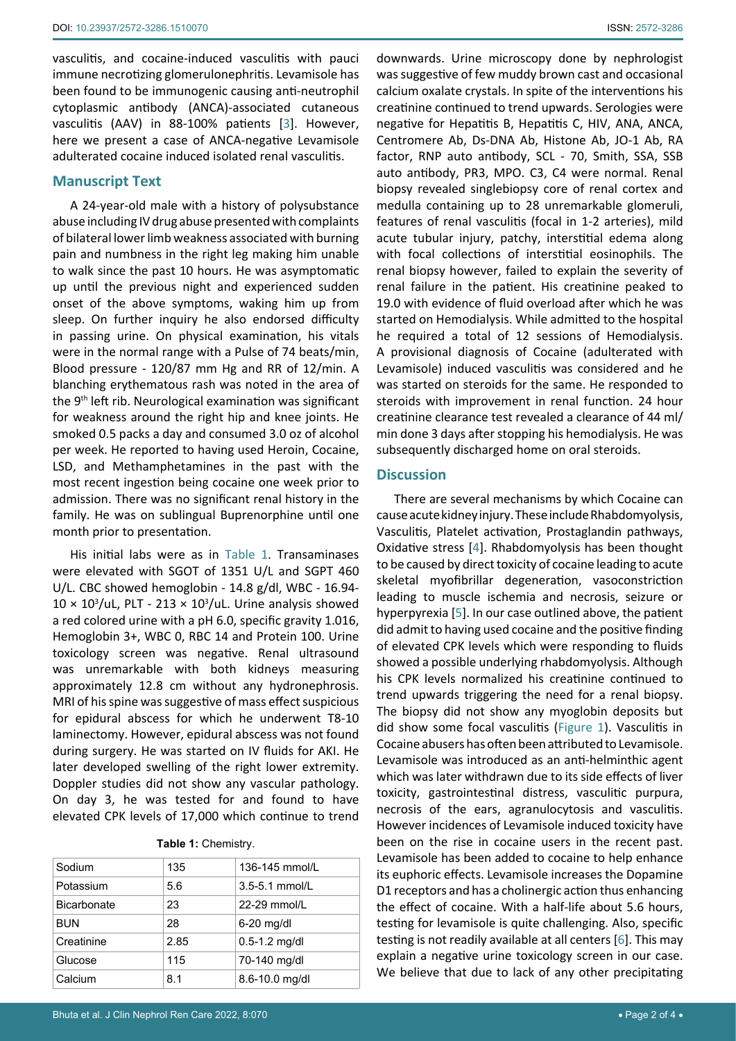vasculitis, and cocaine-induced vasculitis with pauci immune necrotizing glomerulonephritis. Levamisole has been found to be immunogenic causing anti-neutrophil cytoplasmic antibody (ANCA)-associated cutaneous vasculitis (AAV) in 88-100% patients [3]. However, here we present a case of ANCA-negative Levamisole adulterated cocaine induced isolated renal vasculitis.

## Manuscript Text

A 24-year-old male with a history of polysubstance abuse including IV drug abuse presented with complaints of bilateral lower limb weakness associated with burning pain and numbness in the right leg making him unable to walk since the past 10 hours. He was asymptomatic up until the previous night and experienced sudden onset of the above symptoms, waking him up from sleep. On further inquiry he also endorsed difficulty in passing urine. On physical examination, his vitals were in the normal range with a Pulse of 74 beats/min, Blood pressure - 120/87 mm Hg and RR of 12/min. A blanching erythematous rash was noted in the area of the 9th left rib. Neurological examination was significant for weakness around the right hip and knee joints. He smoked 0.5 packs a day and consumed 3.0 oz of alcohol per week. He reported to having used Heroin, Cocaine, LSD, and Methamphetamines in the past with the most recent ingestion being cocaine one week prior to admission. There was no significant renal history in the family. He was on sublingual Buprenorphine until one month prior to presentation.

His initial labs were as in Table 1. Transaminases were elevated with SGOT of 1351 U/L and SGPT 460 U/L. CBC showed hemoglobin - 14.8 g/dl, WBC - 16.94- $10 \times 10^3$/uL, PLT - $213 \times 10^3$/uL. Urine analysis showed a red colored urine with a pH 6.0, specific gravity 1.016, Hemoglobin 3+, WBC 0, RBC 14 and Protein 100. Urine toxicology screen was negative. Renal ultrasound was unremarkable with both kidneys measuring approximately 12.8 cm without any hydronephrosis. MRI of his spine was suggestive of mass effect suspicious for epidural abscess for which he underwent T8-10 laminectomy. However, epidural abscess was not found during surgery. He was started on IV fluids for AKI. He later developed swelling of the right lower extremity. Doppler studies did not show any vascular pathology. On day 3, he was tested for and found to have elevated CPK levels of 17,000 which continue to trend downwards. Urine microscopy done by nephrologist was suggestive of few muddy brown cast and occasional calcium oxalate crystals. In spite of the interventions his creatinine continued to trend upwards. Serologies were negative for Hepatitis B, Hepatitis C, HIV, ANA, ANCA, Centromere Ab, Ds-DNA Ab, Histone Ab, JO-1 Ab, RA factor, RNP auto antibody, SCL - 70, Smith, SSA, SSB auto antibody, PR3, MPO. C3, C4 were normal. Renal biopsy revealed singlebiopsy core of renal cortex and medulla containing up to 28 unremarkable glomeruli, features of renal vasculitis (focal in 1-2 arteries), mild acute tubular injury, patchy, interstitial edema along with focal collections of interstitial eosinophils. The renal biopsy however, failed to explain the severity of renal failure in the patient. His creatinine peaked to 19.0 with evidence of fluid overload after which he was started on Hemodialysis. While admitted to the hospital he required a total of 12 sessions of Hemodialysis. A provisional diagnosis of Cocaine (adulterated with Levamisole) induced vasculitis was considered and he was started on steroids for the same. He responded to steroids with improvement in renal function. 24 hour creatinine clearance test revealed a clearance of 44 ml/min done 3 days after stopping his hemodialysis. He was subsequently discharged home on oral steroids.

**Table 1:** Chemistry.

| Sodium | 135 | 136-145 mmol/L |
|---|---|---|
| Potassium | 5.6 | 3.5-5.1 mmol/L |
| Bicarbonate | 23 | 22-29 mmol/L |
| BUN | 28 | 6-20 mg/dl |
| Creatinine | 2.85 | 0.5-1.2 mg/dl |
| Glucose | 115 | 70-140 mg/dl |
| Calcium | 8.1 | 8.6-10.0 mg/dl |

## Discussion

There are several mechanisms by which Cocaine can cause acute kidney injury. These include Rhabdomyolysis, Vasculitis, Platelet activation, Prostaglandin pathways, Oxidative stress [4]. Rhabdomyolysis has been thought to be caused by direct toxicity of cocaine leading to acute skeletal myofibrillar degeneration, vasoconstriction leading to muscle ischemia and necrosis, seizure or hyperpyrexia [5]. In our case outlined above, the patient did admit to having used cocaine and the positive finding of elevated CPK levels which were responding to fluids showed a possible underlying rhabdomyolysis. Although his CPK levels normalized his creatinine continued to trend upwards triggering the need for a renal biopsy. The biopsy did not show any myoglobin deposits but did show some focal vasculitis (Figure 1). Vasculitis in Cocaine abusers has often been attributed to Levamisole. Levamisole was introduced as an anti-helminthic agent which was later withdrawn due to its side effects of liver toxicity, gastrointestinal distress, vasculitic purpura, necrosis of the ears, agranulocytosis and vasculitis. However incidences of Levamisole induced toxicity have been on the rise in cocaine users in the recent past. Levamisole has been added to cocaine to help enhance its euphoric effects. Levamisole increases the Dopamine D1 receptors and has a cholinergic action thus enhancing the effect of cocaine. With a half-life about 5.6 hours, testing for levamisole is quite challenging. Also, specific testing is not readily available at all centers [6]. This may explain a negative urine toxicology screen in our case. We believe that due to lack of any other precipitating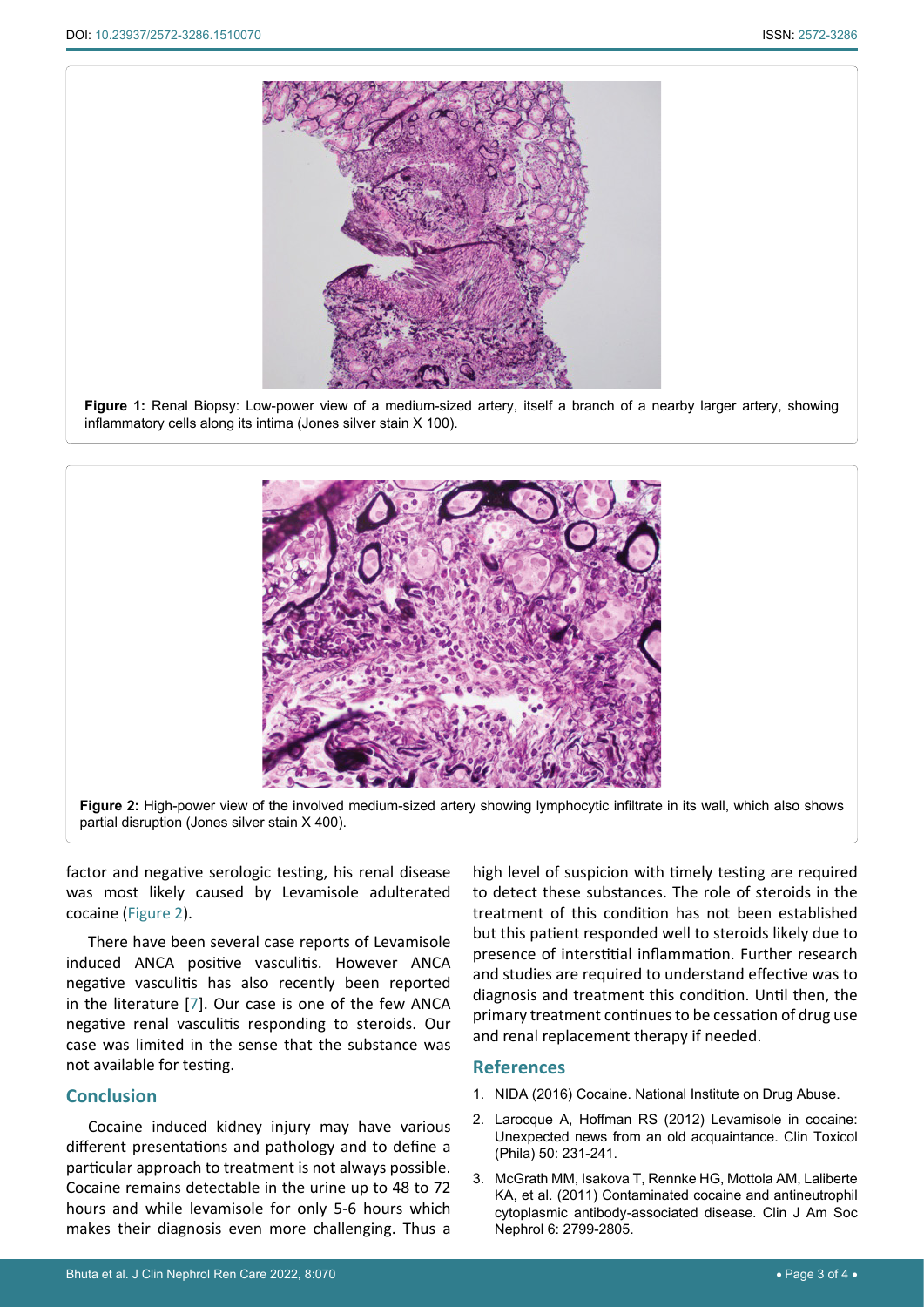**Figure 1:** Renal Biopsy: Low-power view of a medium-sized artery, itself a branch of a nearby larger artery, showing inflammatory cells along its intima (Jones silver stain X 100).

**Figure 2:** High-power view of the involved medium-sized artery showing lymphocytic infiltrate in its wall, which also shows partial disruption (Jones silver stain X 400).

factor and negative serologic testing, his renal disease was most likely caused by Levamisole adulterated cocaine (Figure 2).

There have been several case reports of Levamisole induced ANCA positive vasculitis. However ANCA negative vasculitis has also recently been reported in the literature [7]. Our case is one of the few ANCA negative renal vasculitis responding to steroids. Our case was limited in the sense that the substance was not available for testing.

## Conclusion

Cocaine induced kidney injury may have various different presentations and pathology and to define a particular approach to treatment is not always possible. Cocaine remains detectable in the urine up to 48 to 72 hours and while levamisole for only 5-6 hours which makes their diagnosis even more challenging. Thus a high level of suspicion with timely testing are required to detect these substances. The role of steroids in the treatment of this condition has not been established but this patient responded well to steroids likely due to presence of interstitial inflammation. Further research and studies are required to understand effective was to diagnosis and treatment this condition. Until then, the primary treatment continues to be cessation of drug use and renal replacement therapy if needed.

## References

1. NIDA (2016) Cocaine. National Institute on Drug Abuse.
2. Larocque A, Hoffman RS (2012) Levamisole in cocaine: Unexpected news from an old acquaintance. Clin Toxicol (Phila) 50: 231-241.
3. McGrath MM, Isakova T, Rennke HG, Mottola AM, Laliberte KA, et al. (2011) Contaminated cocaine and antineutrophil cytoplasmic antibody-associated disease. Clin J Am Soc Nephrol 6: 2799-2805.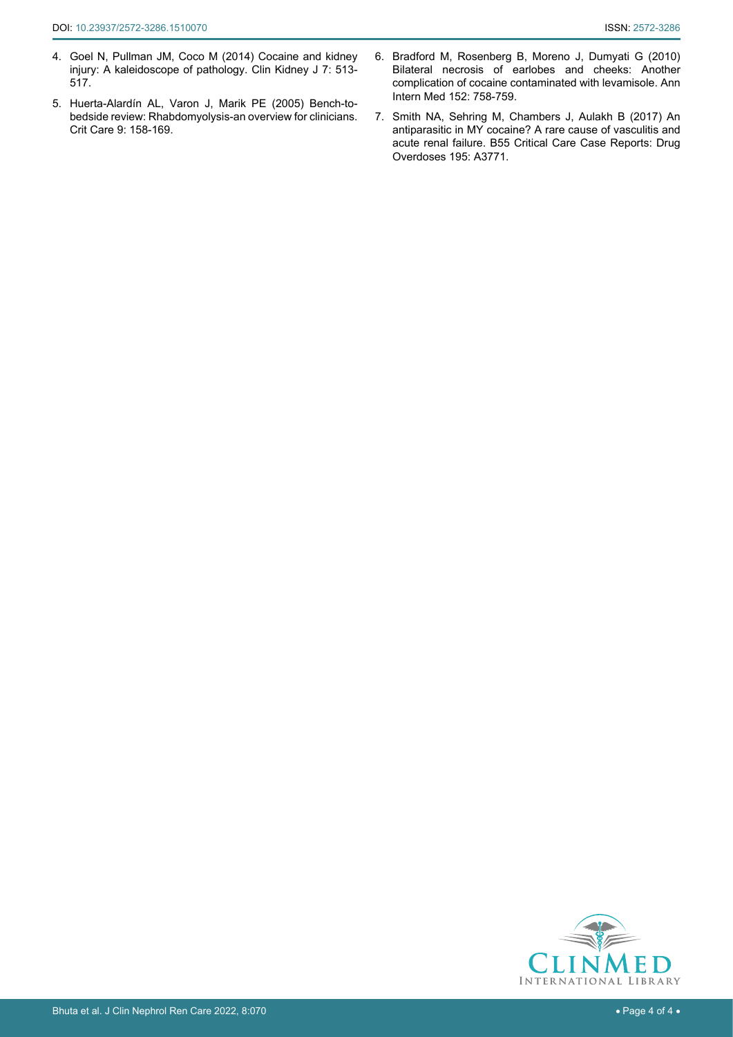4. Goel N, Pullman JM, Coco M (2014) Cocaine and kidney injury: A kaleidoscope of pathology. Clin Kidney J 7: 513-517.

5. Huerta-Alardín AL, Varon J, Marik PE (2005) Bench-to-bedside review: Rhabdomyolysis-an overview for clinicians. Crit Care 9: 158-169.

6. Bradford M, Rosenberg B, Moreno J, Dumyati G (2010) Bilateral necrosis of earlobes and cheeks: Another complication of cocaine contaminated with levamisole. Ann Intern Med 152: 758-759.

7. Smith NA, Sehring M, Chambers J, Aulakh B (2017) An antiparasitic in MY cocaine? A rare cause of vasculitis and acute renal failure. B55 Critical Care Case Reports: Drug Overdoses 195: A3771.